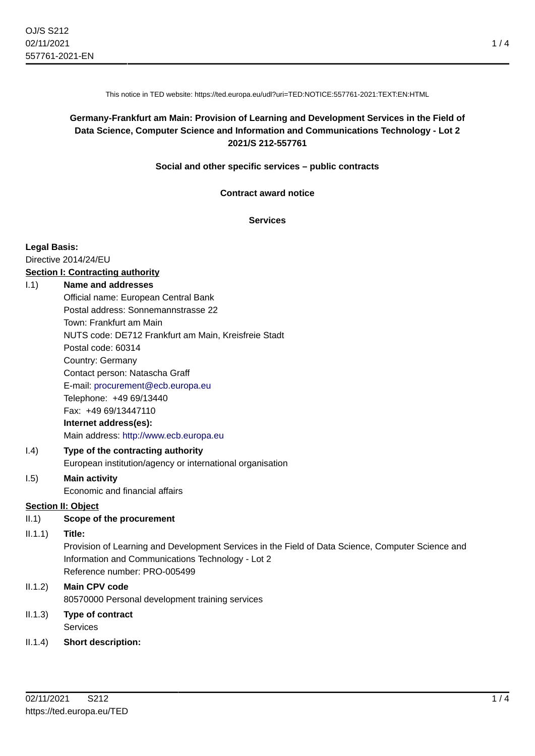This notice in TED website: https://ted.europa.eu/udl?uri=TED:NOTICE:557761-2021:TEXT:EN:HTML

**Germany-Frankfurt am Main: Provision of Learning and Development Services in the Field of Data Science, Computer Science and Information and Communications Technology - Lot 2**
**2021/S 212-557761**

**Social and other specific services – public contracts**

**Contract award notice**

**Services**

**Legal Basis:**
Directive 2014/24/EU

**Section I: Contracting authority**

I.1) **Name and addresses**
Official name: European Central Bank
Postal address: Sonnemannstrasse 22
Town: Frankfurt am Main
NUTS code: DE712 Frankfurt am Main, Kreisfreie Stadt
Postal code: 60314
Country: Germany
Contact person: Natascha Graff
E-mail: procurement@ecb.europa.eu
Telephone: +49 69/13440
Fax: +49 69/13447110
**Internet address(es):**
Main address: http://www.ecb.europa.eu

I.4) **Type of the contracting authority**
European institution/agency or international organisation

I.5) **Main activity**
Economic and financial affairs

**Section II: Object**

II.1) **Scope of the procurement**

II.1.1) **Title:**
Provision of Learning and Development Services in the Field of Data Science, Computer Science and Information and Communications Technology - Lot 2
Reference number: PRO-005499

II.1.2) **Main CPV code**
80570000 Personal development training services

II.1.3) **Type of contract**
Services

II.1.4) **Short description:**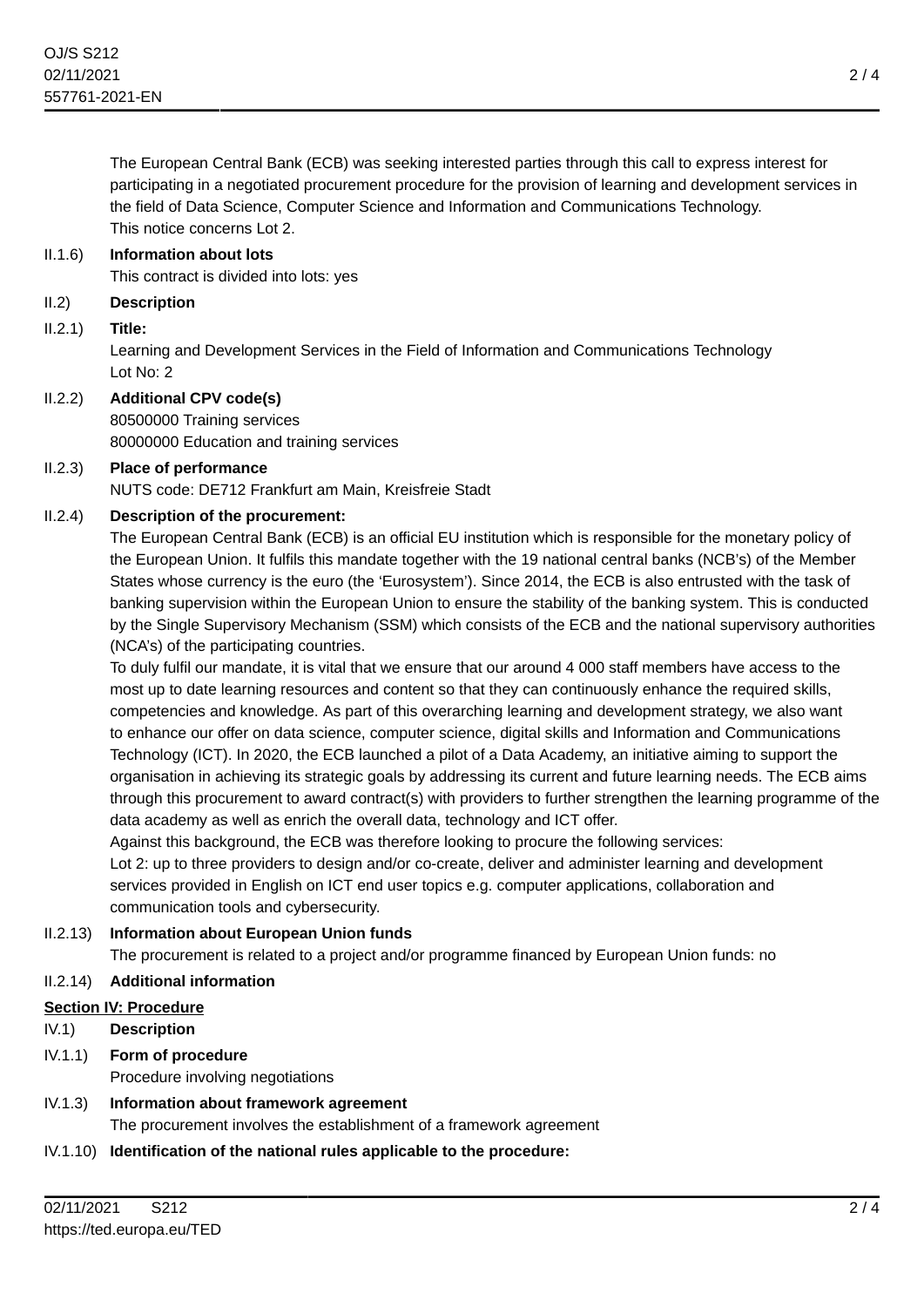The European Central Bank (ECB) was seeking interested parties through this call to express interest for participating in a negotiated procurement procedure for the provision of learning and development services in the field of Data Science, Computer Science and Information and Communications Technology.
This notice concerns Lot 2.

II.1.6) **Information about lots**
This contract is divided into lots: yes

II.2) **Description**

II.2.1) **Title:**
Learning and Development Services in the Field of Information and Communications Technology
Lot No: 2

II.2.2) **Additional CPV code(s)**
80500000 Training services
80000000 Education and training services

II.2.3) **Place of performance**
NUTS code: DE712 Frankfurt am Main, Kreisfreie Stadt

II.2.4) **Description of the procurement:**
The European Central Bank (ECB) is an official EU institution which is responsible for the monetary policy of the European Union. It fulfils this mandate together with the 19 national central banks (NCB's) of the Member States whose currency is the euro (the 'Eurosystem'). Since 2014, the ECB is also entrusted with the task of banking supervision within the European Union to ensure the stability of the banking system. This is conducted by the Single Supervisory Mechanism (SSM) which consists of the ECB and the national supervisory authorities (NCA's) of the participating countries.
To duly fulfil our mandate, it is vital that we ensure that our around 4 000 staff members have access to the most up to date learning resources and content so that they can continuously enhance the required skills, competencies and knowledge. As part of this overarching learning and development strategy, we also want to enhance our offer on data science, computer science, digital skills and Information and Communications Technology (ICT). In 2020, the ECB launched a pilot of a Data Academy, an initiative aiming to support the organisation in achieving its strategic goals by addressing its current and future learning needs. The ECB aims through this procurement to award contract(s) with providers to further strengthen the learning programme of the data academy as well as enrich the overall data, technology and ICT offer.
Against this background, the ECB was therefore looking to procure the following services:
Lot 2: up to three providers to design and/or co-create, deliver and administer learning and development services provided in English on ICT end user topics e.g. computer applications, collaboration and communication tools and cybersecurity.

II.2.13) **Information about European Union funds**
The procurement is related to a project and/or programme financed by European Union funds: no

II.2.14) **Additional information**

## Section IV: Procedure

IV.1) **Description**

IV.1.1) **Form of procedure**
Procedure involving negotiations

IV.1.3) **Information about framework agreement**
The procurement involves the establishment of a framework agreement

IV.1.10) **Identification of the national rules applicable to the procedure:**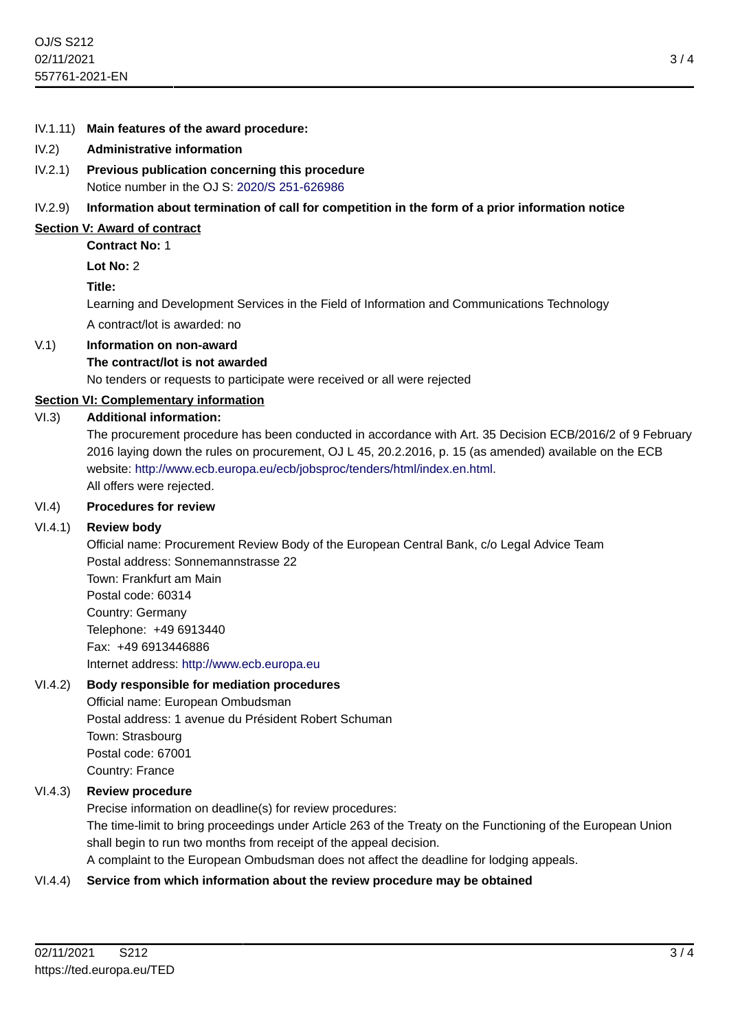IV.1.11) **Main features of the award procedure:**

IV.2) **Administrative information**

IV.2.1) **Previous publication concerning this procedure**
Notice number in the OJ S: 2020/S 251-626986

IV.2.9) **Information about termination of call for competition in the form of a prior information notice**

## Section V: Award of contract

**Contract No:** 1

**Lot No:** 2

**Title:**

Learning and Development Services in the Field of Information and Communications Technology

A contract/lot is awarded: no

V.1) **Information on non-award**
**The contract/lot is not awarded**
No tenders or requests to participate were received or all were rejected

## Section VI: Complementary information

VI.3) **Additional information:**
The procurement procedure has been conducted in accordance with Art. 35 Decision ECB/2016/2 of 9 February 2016 laying down the rules on procurement, OJ L 45, 20.2.2016, p. 15 (as amended) available on the ECB website: http://www.ecb.europa.eu/ecb/jobsproc/tenders/html/index.en.html.
All offers were rejected.

VI.4) **Procedures for review**

VI.4.1) **Review body**
Official name: Procurement Review Body of the European Central Bank, c/o Legal Advice Team
Postal address: Sonnemannstrasse 22
Town: Frankfurt am Main
Postal code: 60314
Country: Germany
Telephone: +49 6913440
Fax: +49 6913446886
Internet address: http://www.ecb.europa.eu

VI.4.2) **Body responsible for mediation procedures**
Official name: European Ombudsman
Postal address: 1 avenue du Président Robert Schuman
Town: Strasbourg
Postal code: 67001
Country: France

VI.4.3) **Review procedure**
Precise information on deadline(s) for review procedures:
The time-limit to bring proceedings under Article 263 of the Treaty on the Functioning of the European Union shall begin to run two months from receipt of the appeal decision.
A complaint to the European Ombudsman does not affect the deadline for lodging appeals.

VI.4.4) **Service from which information about the review procedure may be obtained**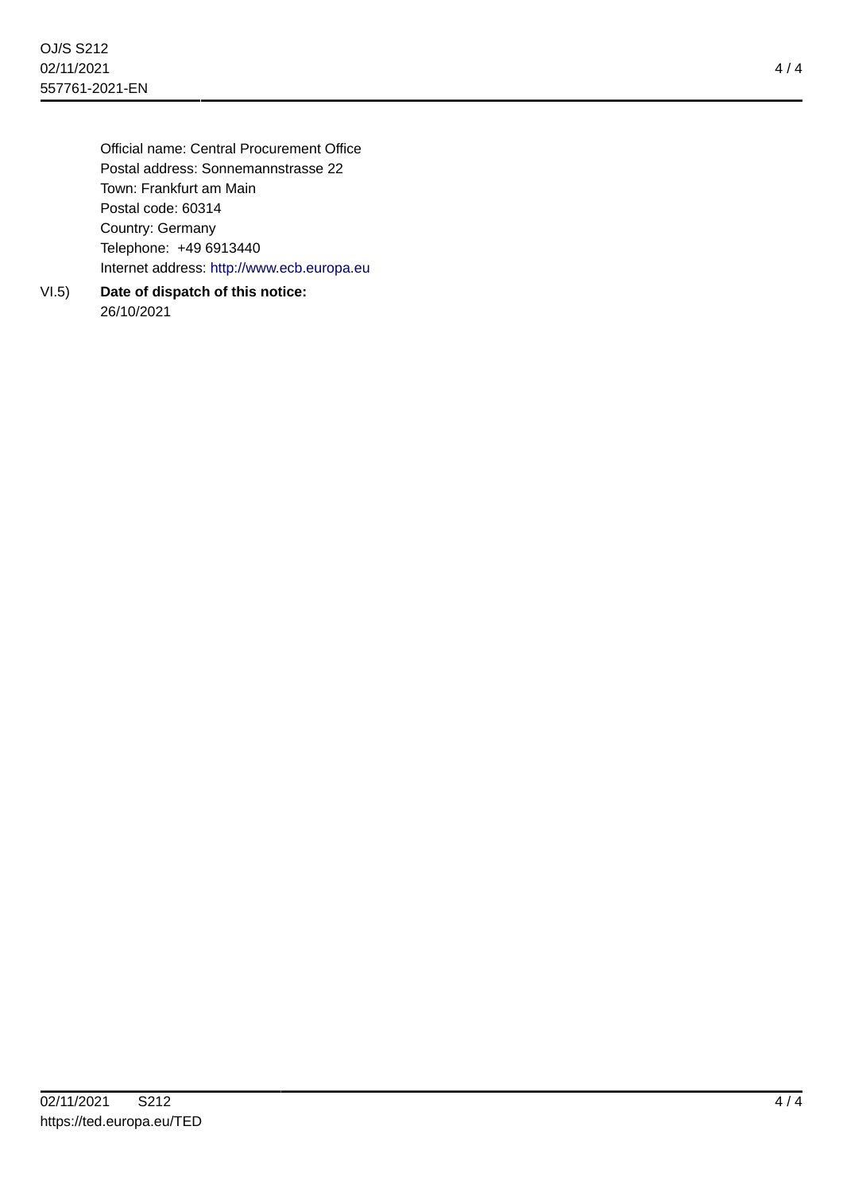Official name: Central Procurement Office
Postal address: Sonnemannstrasse 22
Town: Frankfurt am Main
Postal code: 60314
Country: Germany
Telephone: +49 6913440
Internet address: http://www.ecb.europa.eu

VI.5) **Date of dispatch of this notice:**
26/10/2021